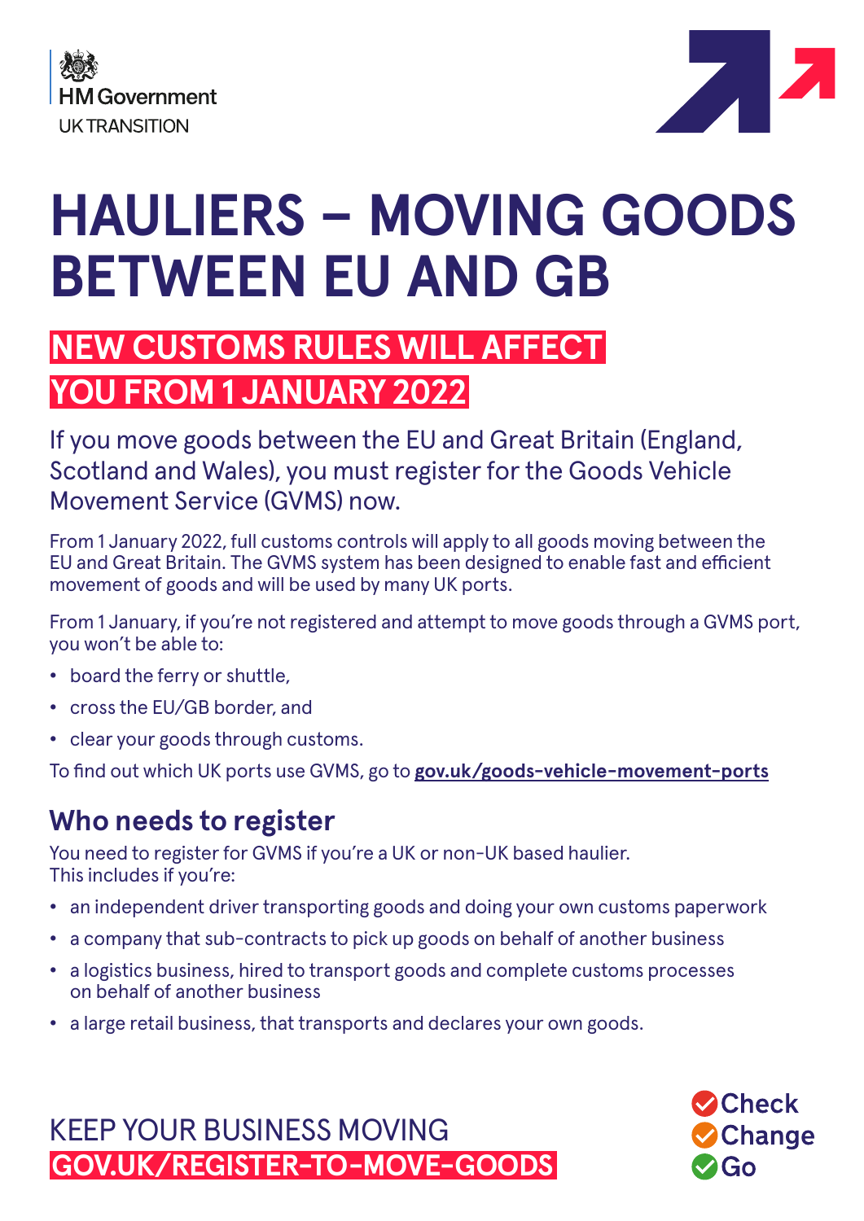HM Government

UK TRANSITION

# HAULIERS – MOVING GOODS BETWEEN EU AND GB

## NEW CUSTOMS RULES WILL AFFECT YOU FROM 1 JANUARY 2022

If you move goods between the EU and Great Britain (England, Scotland and Wales), you must register for the Goods Vehicle Movement Service (GVMS) now.

From 1 January 2022, full customs controls will apply to all goods moving between the EU and Great Britain. The GVMS system has been designed to enable fast and efficient movement of goods and will be used by many UK ports.

From 1 January, if you're not registered and attempt to move goods through a GVMS port, you won't be able to:

- board the ferry or shuttle,
- cross the EU/GB border, and
- clear your goods through customs.

To find out which UK ports use GVMS, go to **gov.uk/goods-vehicle-movement-ports**

## Who needs to register

You need to register for GVMS if you're a UK or non-UK based haulier. This includes if you're:

- an independent driver transporting goods and doing your own customs paperwork
- a company that sub-contracts to pick up goods on behalf of another business
- a logistics business, hired to transport goods and complete customs processes on behalf of another business
- a large retail business, that transports and declares your own goods.

KEEP YOUR BUSINESS MOVING

**GOV.UK/REGISTER-TO-MOVE-GOODS**

Check
Change
Go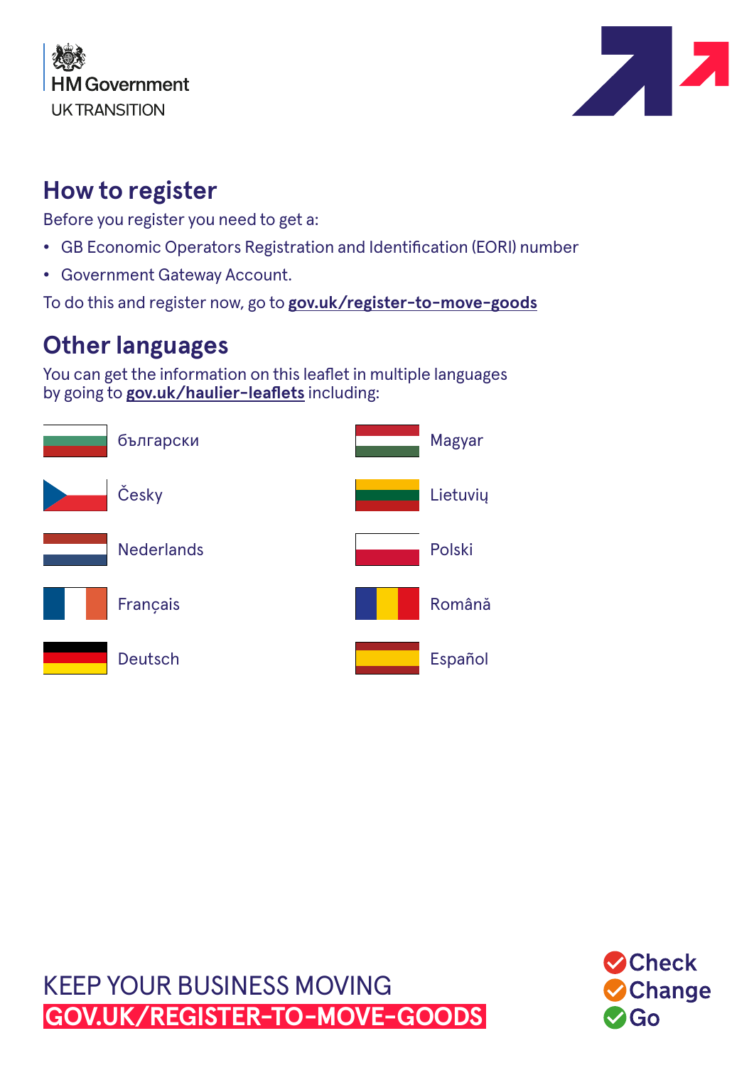HM Government
UK TRANSITION

## How to register

Before you register you need to get a:

- GB Economic Operators Registration and Identification (EORI) number
- Government Gateway Account.

To do this and register now, go to **gov.uk/register-to-move-goods**

## Other languages

You can get the information on this leaflet in multiple languages by going to **gov.uk/haulier-leaflets** including:

- български
- Česky
- Nederlands
- Français
- Deutsch
- Magyar
- Lietuvių
- Polski
- Română
- Español

KEEP YOUR BUSINESS MOVING
GOV.UK/REGISTER-TO-MOVE-GOODS

Check
Change
Go